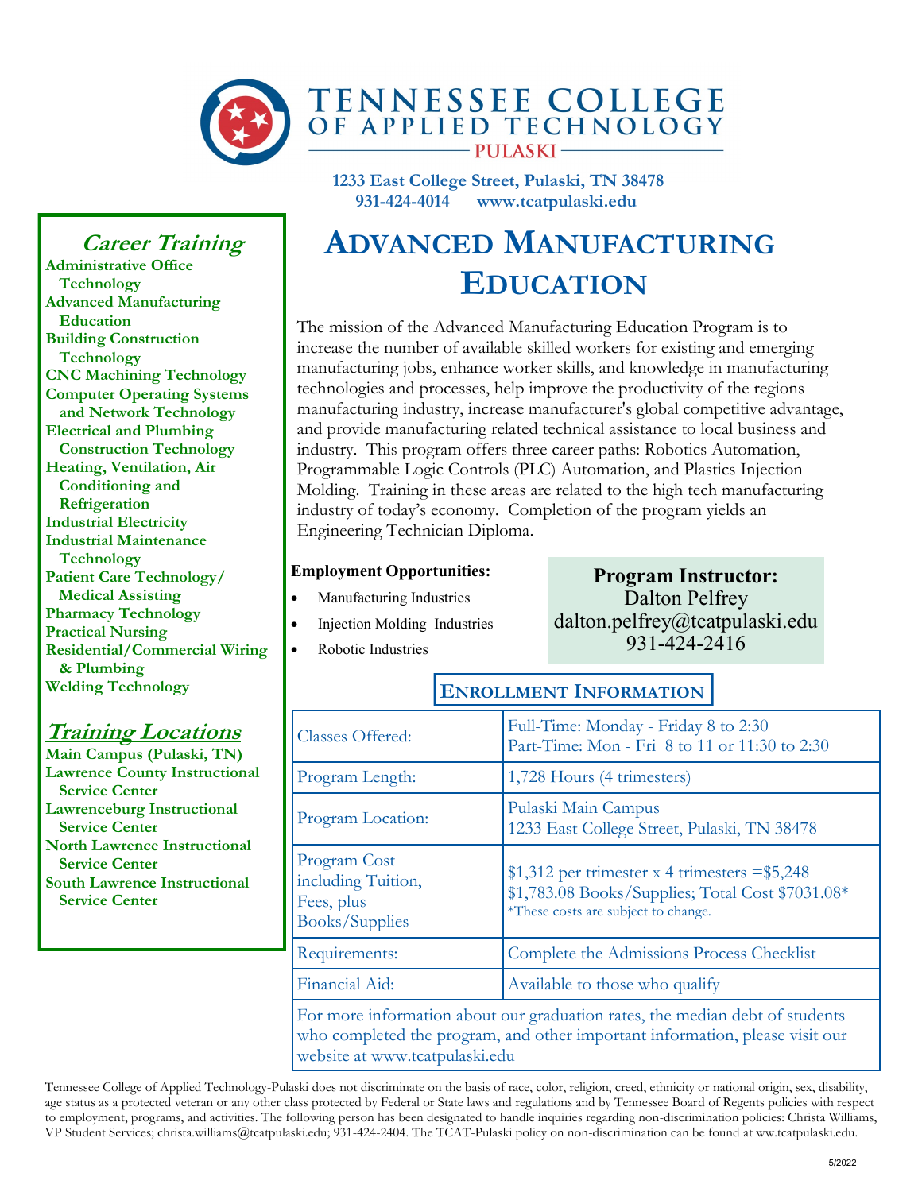# TENNESSEE COLLEGE OF APPLIED TECHNOLOGY

## PULASKI

**1233 East College Street, Pulaski, TN 38478**
**931-424-4014 www.tcatpulaski.edu**

# ADVANCED MANUFACTURING EDUCATION

The mission of the Advanced Manufacturing Education Program is to increase the number of available skilled workers for existing and emerging manufacturing jobs, enhance worker skills, and knowledge in manufacturing technologies and processes, help improve the productivity of the regions manufacturing industry, increase manufacturer's global competitive advantage, and provide manufacturing related technical assistance to local business and industry. This program offers three career paths: Robotics Automation, Programmable Logic Controls (PLC) Automation, and Plastics Injection Molding. Training in these areas are related to the high tech manufacturing industry of today's economy. Completion of the program yields an Engineering Technician Diploma.

**Employment Opportunities:**

- Manufacturing Industries
- Injection Molding Industries
- Robotic Industries

**Program Instructor:**
Dalton Pelfrey
dalton.pelfrey@tcatpulaski.edu
931-424-2416

## ENROLLMENT INFORMATION

| | |
|---|---|
| Classes Offered: | Full-Time: Monday - Friday 8 to 2:30<br>Part-Time: Mon - Fri 8 to 11 or 11:30 to 2:30 |
| Program Length: | 1,728 Hours (4 trimesters) |
| Program Location: | Pulaski Main Campus<br>1233 East College Street, Pulaski, TN 38478 |
| Program Cost including Tuition, Fees, plus Books/Supplies | $1,312 per trimester x 4 trimesters =$5,248<br>$1,783.08 Books/Supplies; Total Cost $7031.08*<br>*These costs are subject to change. |
| Requirements: | Complete the Admissions Process Checklist |
| Financial Aid: | Available to those who qualify |

For more information about our graduation rates, the median debt of students who completed the program, and other important information, please visit our website at www.tcatpulaski.edu

## *Career Training*

- Administrative Office Technology
- Advanced Manufacturing Education
- Building Construction Technology
- CNC Machining Technology
- Computer Operating Systems and Network Technology
- Electrical and Plumbing Construction Technology
- Heating, Ventilation, Air Conditioning and Refrigeration
- Industrial Electricity
- Industrial Maintenance Technology
- Patient Care Technology/ Medical Assisting
- Pharmacy Technology
- Practical Nursing
- Residential/Commercial Wiring & Plumbing
- Welding Technology

## *Training Locations*

- Main Campus (Pulaski, TN)
- Lawrence County Instructional Service Center
- Lawrenceburg Instructional Service Center
- North Lawrence Instructional Service Center
- South Lawrence Instructional Service Center

Tennessee College of Applied Technology-Pulaski does not discriminate on the basis of race, color, religion, creed, ethnicity or national origin, sex, disability, age status as a protected veteran or any other class protected by Federal or State laws and regulations and by Tennessee Board of Regents policies with respect to employment, programs, and activities. The following person has been designated to handle inquiries regarding non-discrimination policies: Christa Williams, VP Student Services; christa.williams@tcatpulaski.edu; 931-424-2404. The TCAT-Pulaski policy on non-discrimination can be found at ww.tcatpulaski.edu.

5/2022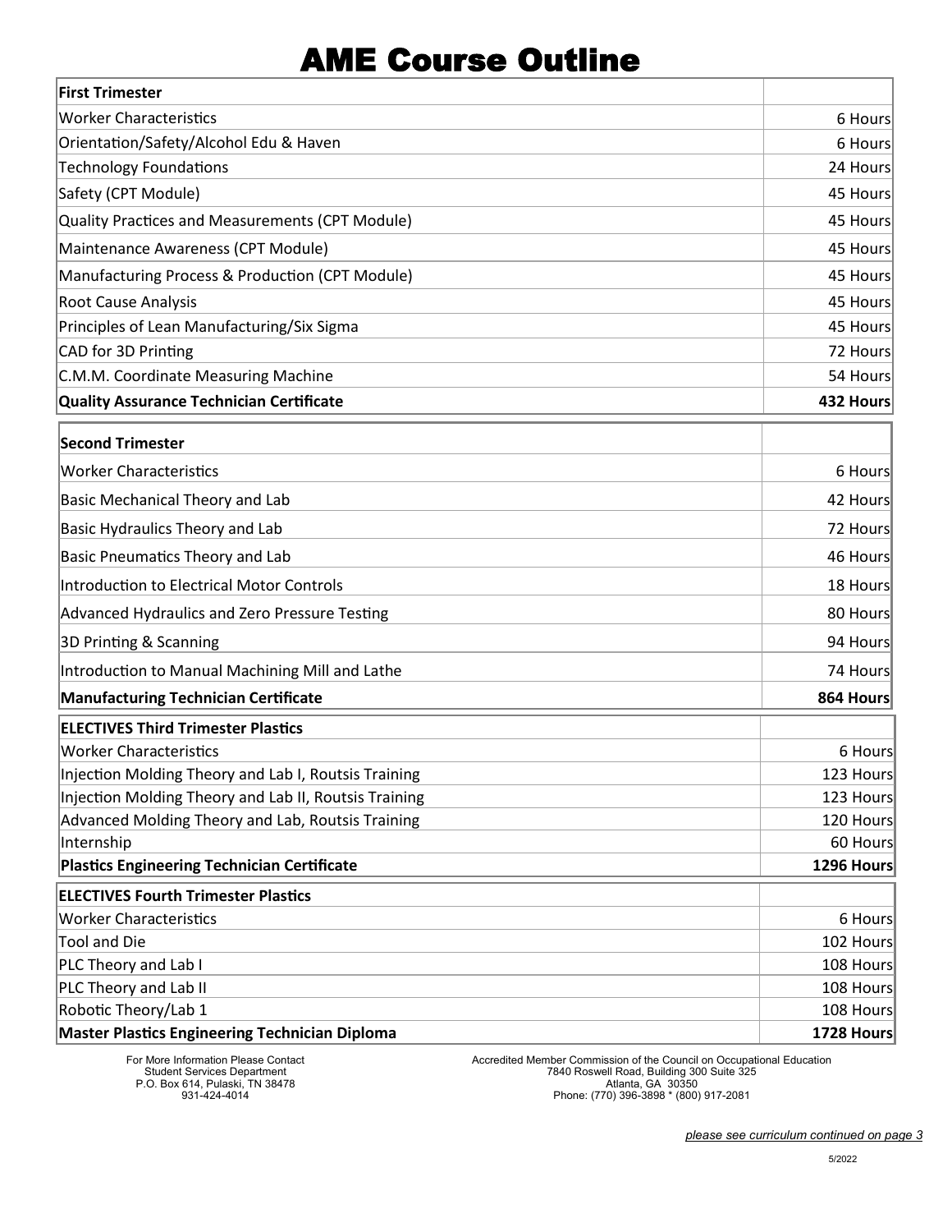# AME Course Outline

| First Trimester | |
|---|---|
| Worker Characteristics | 6 Hours |
| Orientation/Safety/Alcohol Edu & Haven | 6 Hours |
| Technology Foundations | 24 Hours |
| Safety (CPT Module) | 45 Hours |
| Quality Practices and Measurements (CPT Module) | 45 Hours |
| Maintenance Awareness (CPT Module) | 45 Hours |
| Manufacturing Process & Production (CPT Module) | 45 Hours |
| Root Cause Analysis | 45 Hours |
| Principles of Lean Manufacturing/Six Sigma | 45 Hours |
| CAD for 3D Printing | 72 Hours |
| C.M.M. Coordinate Measuring Machine | 54 Hours |
| **Quality Assurance Technician Certificate** | **432 Hours** |

| Second Trimester | |
|---|---|
| Worker Characteristics | 6 Hours |
| Basic Mechanical Theory and Lab | 42 Hours |
| Basic Hydraulics Theory and Lab | 72 Hours |
| Basic Pneumatics Theory and Lab | 46 Hours |
| Introduction to Electrical Motor Controls | 18 Hours |
| Advanced Hydraulics and Zero Pressure Testing | 80 Hours |
| 3D Printing & Scanning | 94 Hours |
| Introduction to Manual Machining Mill and Lathe | 74 Hours |
| **Manufacturing Technician Certificate** | **864 Hours** |

| ELECTIVES Third Trimester Plastics | |
|---|---|
| Worker Characteristics | 6 Hours |
| Injection Molding Theory and Lab I, Routsis Training | 123 Hours |
| Injection Molding Theory and Lab II, Routsis Training | 123 Hours |
| Advanced Molding Theory and Lab, Routsis Training | 120 Hours |
| Internship | 60 Hours |
| **Plastics Engineering Technician Certificate** | **1296 Hours** |

| ELECTIVES Fourth Trimester Plastics | |
|---|---|
| Worker Characteristics | 6 Hours |
| Tool and Die | 102 Hours |
| PLC Theory and Lab I | 108 Hours |
| PLC Theory and Lab II | 108 Hours |
| Robotic Theory/Lab 1 | 108 Hours |
| **Master Plastics Engineering Technician Diploma** | **1728 Hours** |

For More Information Please Contact
Student Services Department
P.O. Box 614, Pulaski, TN 38478
931-424-4014

Accredited Member Commission of the Council on Occupational Education
7840 Roswell Road, Building 300 Suite 325
Atlanta, GA 30350
Phone: (770) 396-3898 * (800) 917-2081

*please see curriculum continued on page 3*

5/2022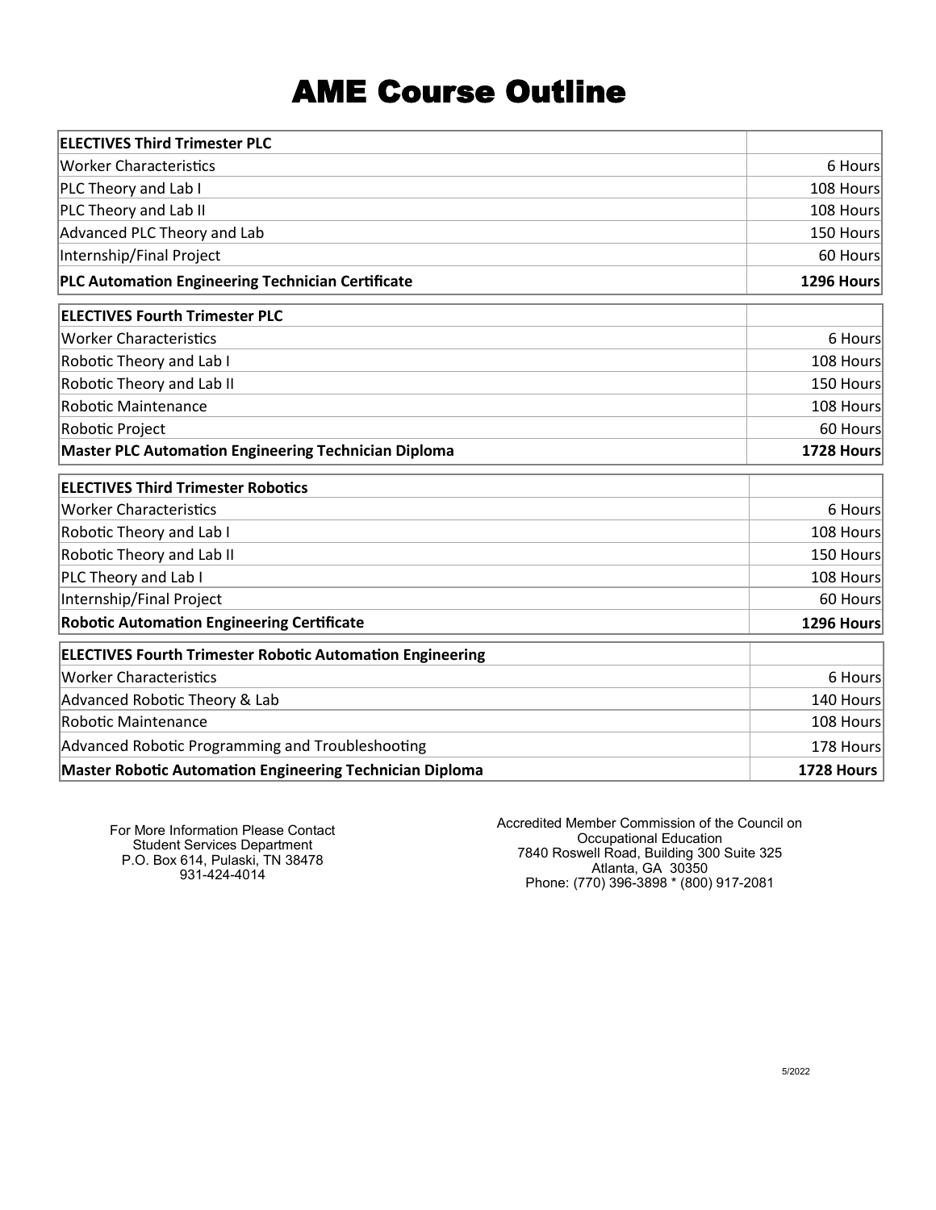# AME Course Outline

| | |
|---|---|
| **ELECTIVES Third Trimester PLC** | |
| Worker Characteristics | 6 Hours |
| PLC Theory and Lab I | 108 Hours |
| PLC Theory and Lab II | 108 Hours |
| Advanced PLC Theory and Lab | 150 Hours |
| Internship/Final Project | 60 Hours |
| **PLC Automation Engineering Technician Certificate** | **1296 Hours** |

| | |
|---|---|
| **ELECTIVES Fourth Trimester PLC** | |
| Worker Characteristics | 6 Hours |
| Robotic Theory and Lab I | 108 Hours |
| Robotic Theory and Lab II | 150 Hours |
| Robotic Maintenance | 108 Hours |
| Robotic Project | 60 Hours |
| **Master PLC Automation Engineering Technician Diploma** | **1728 Hours** |

| | |
|---|---|
| **ELECTIVES Third Trimester Robotics** | |
| Worker Characteristics | 6 Hours |
| Robotic Theory and Lab I | 108 Hours |
| Robotic Theory and Lab II | 150 Hours |
| PLC Theory and Lab I | 108 Hours |
| Internship/Final Project | 60 Hours |
| **Robotic Automation Engineering Certificate** | **1296 Hours** |

| | |
|---|---|
| **ELECTIVES Fourth Trimester Robotic Automation Engineering** | |
| Worker Characteristics | 6 Hours |
| Advanced Robotic Theory & Lab | 140 Hours |
| Robotic Maintenance | 108 Hours |
| Advanced Robotic Programming and Troubleshooting | 178 Hours |
| **Master Robotic Automation Engineering Technician Diploma** | **1728 Hours** |

For More Information Please Contact
Student Services Department
P.O. Box 614, Pulaski, TN 38478
931-424-4014

Accredited Member Commission of the Council on
Occupational Education
7840 Roswell Road, Building 300 Suite 325
Atlanta, GA 30350
Phone: (770) 396-3898 * (800) 917-2081

5/2022